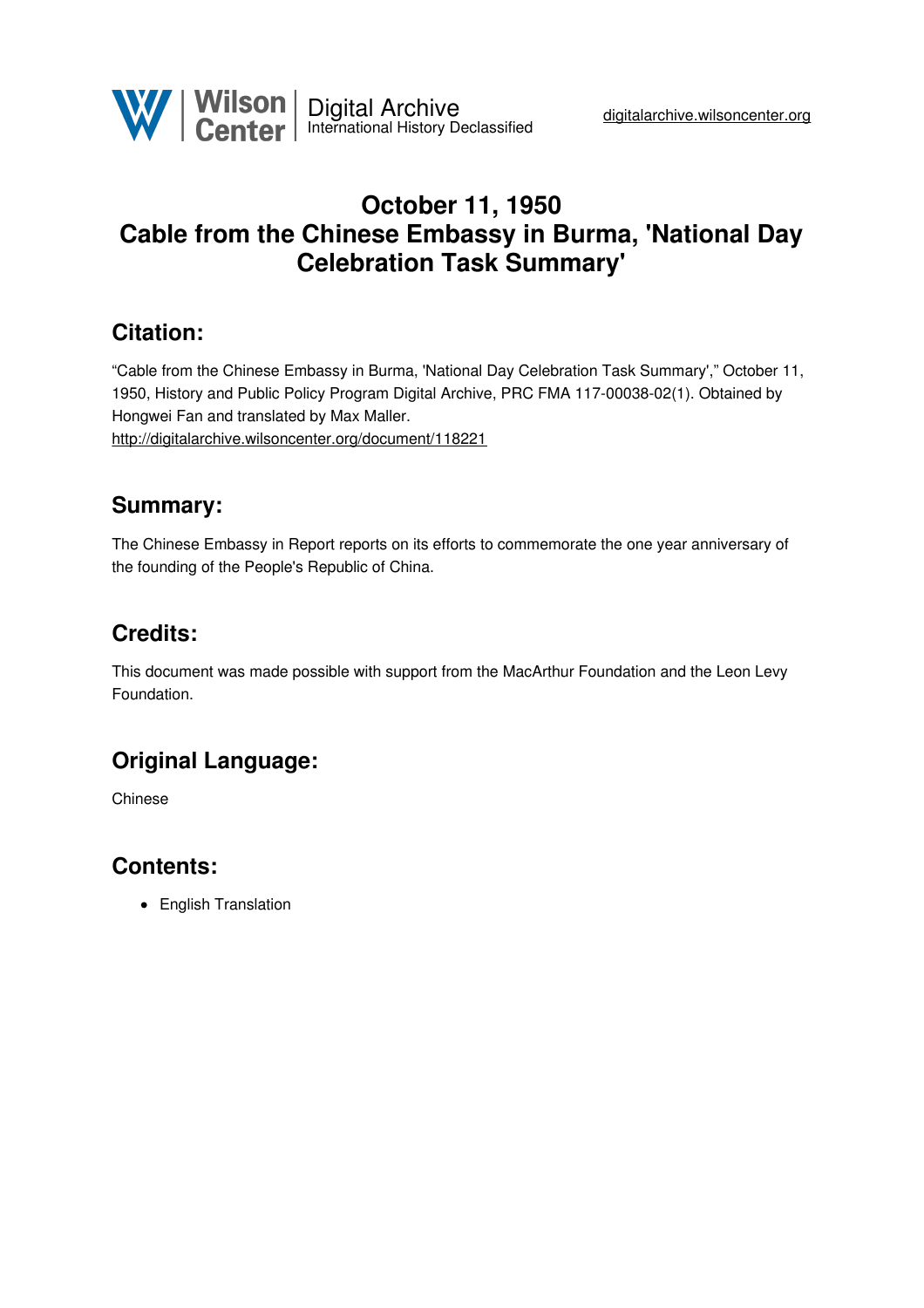Wilson Center | Digital Archive
International History Declassified

digitalarchive.wilsoncenter.org

# October 11, 1950
# Cable from the Chinese Embassy in Burma, 'National Day Celebration Task Summary'

## Citation:

"Cable from the Chinese Embassy in Burma, 'National Day Celebration Task Summary'," October 11, 1950, History and Public Policy Program Digital Archive, PRC FMA 117-00038-02(1). Obtained by Hongwei Fan and translated by Max Maller.
http://digitalarchive.wilsoncenter.org/document/118221

## Summary:

The Chinese Embassy in Report reports on its efforts to commemorate the one year anniversary of the founding of the People's Republic of China.

## Credits:

This document was made possible with support from the MacArthur Foundation and the Leon Levy Foundation.

## Original Language:

Chinese

## Contents:

- English Translation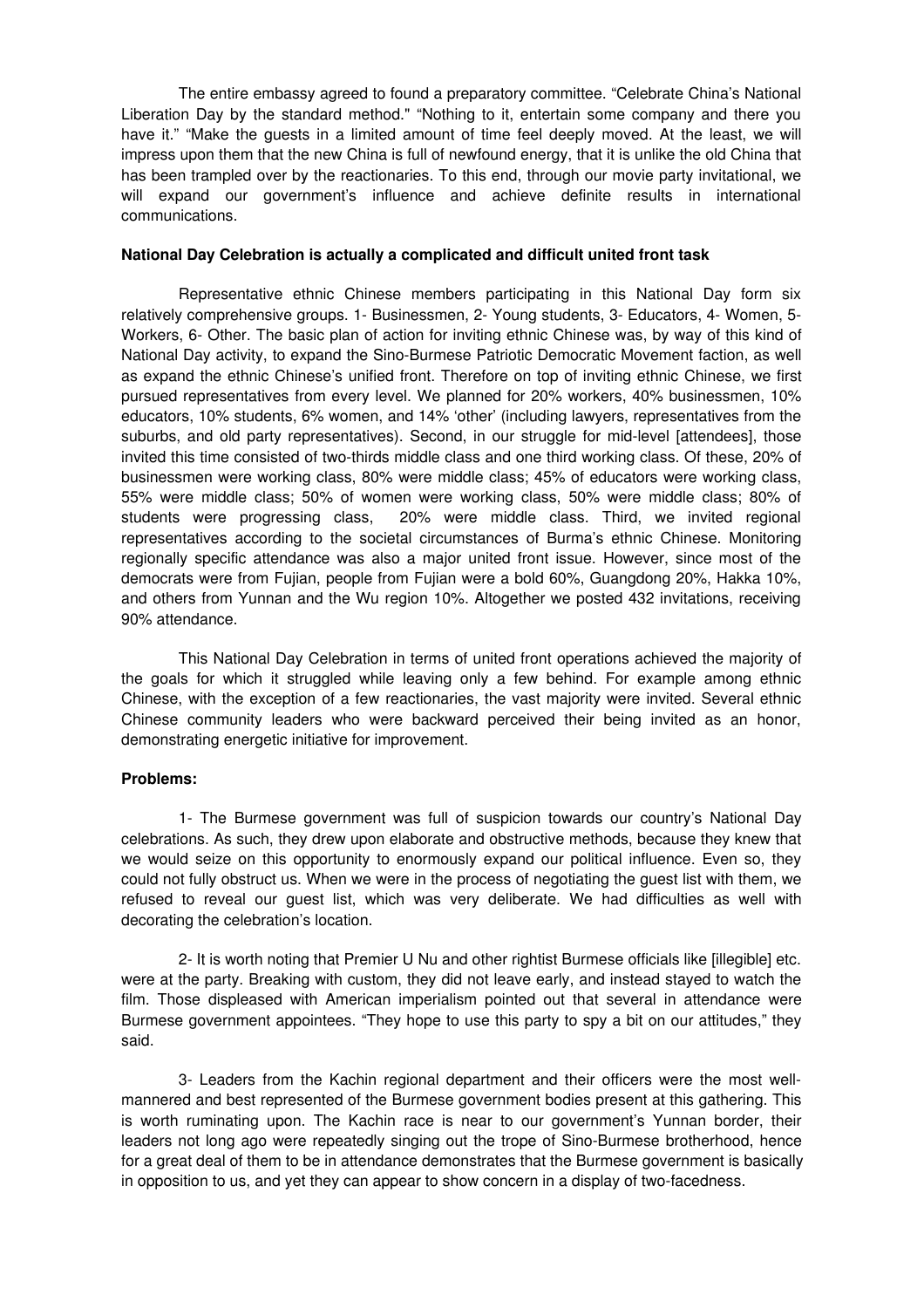The entire embassy agreed to found a preparatory committee. “Celebrate China’s National Liberation Day by the standard method." “Nothing to it, entertain some company and there you have it.” “Make the guests in a limited amount of time feel deeply moved. At the least, we will impress upon them that the new China is full of newfound energy, that it is unlike the old China that has been trampled over by the reactionaries. To this end, through our movie party invitational, we will expand our government’s influence and achieve definite results in international communications.

**National Day Celebration is actually a complicated and difficult united front task**

Representative ethnic Chinese members participating in this National Day form six relatively comprehensive groups. 1- Businessmen, 2- Young students, 3- Educators, 4- Women, 5- Workers, 6- Other. The basic plan of action for inviting ethnic Chinese was, by way of this kind of National Day activity, to expand the Sino-Burmese Patriotic Democratic Movement faction, as well as expand the ethnic Chinese’s unified front. Therefore on top of inviting ethnic Chinese, we first pursued representatives from every level. We planned for 20% workers, 40% businessmen, 10% educators, 10% students, 6% women, and 14% ‘other’ (including lawyers, representatives from the suburbs, and old party representatives). Second, in our struggle for mid-level [attendees], those invited this time consisted of two-thirds middle class and one third working class. Of these, 20% of businessmen were working class, 80% were middle class; 45% of educators were working class, 55% were middle class; 50% of women were working class, 50% were middle class; 80% of students were progressing class, 20% were middle class. Third, we invited regional representatives according to the societal circumstances of Burma’s ethnic Chinese. Monitoring regionally specific attendance was also a major united front issue. However, since most of the democrats were from Fujian, people from Fujian were a bold 60%, Guangdong 20%, Hakka 10%, and others from Yunnan and the Wu region 10%. Altogether we posted 432 invitations, receiving 90% attendance.

This National Day Celebration in terms of united front operations achieved the majority of the goals for which it struggled while leaving only a few behind. For example among ethnic Chinese, with the exception of a few reactionaries, the vast majority were invited. Several ethnic Chinese community leaders who were backward perceived their being invited as an honor, demonstrating energetic initiative for improvement.

**Problems:**

1- The Burmese government was full of suspicion towards our country’s National Day celebrations. As such, they drew upon elaborate and obstructive methods, because they knew that we would seize on this opportunity to enormously expand our political influence. Even so, they could not fully obstruct us. When we were in the process of negotiating the guest list with them, we refused to reveal our guest list, which was very deliberate. We had difficulties as well with decorating the celebration’s location.

2- It is worth noting that Premier U Nu and other rightist Burmese officials like [illegible] etc. were at the party. Breaking with custom, they did not leave early, and instead stayed to watch the film. Those displeased with American imperialism pointed out that several in attendance were Burmese government appointees. “They hope to use this party to spy a bit on our attitudes,” they said.

3- Leaders from the Kachin regional department and their officers were the most well-mannered and best represented of the Burmese government bodies present at this gathering. This is worth ruminating upon. The Kachin race is near to our government’s Yunnan border, their leaders not long ago were repeatedly singing out the trope of Sino-Burmese brotherhood, hence for a great deal of them to be in attendance demonstrates that the Burmese government is basically in opposition to us, and yet they can appear to show concern in a display of two-facedness.